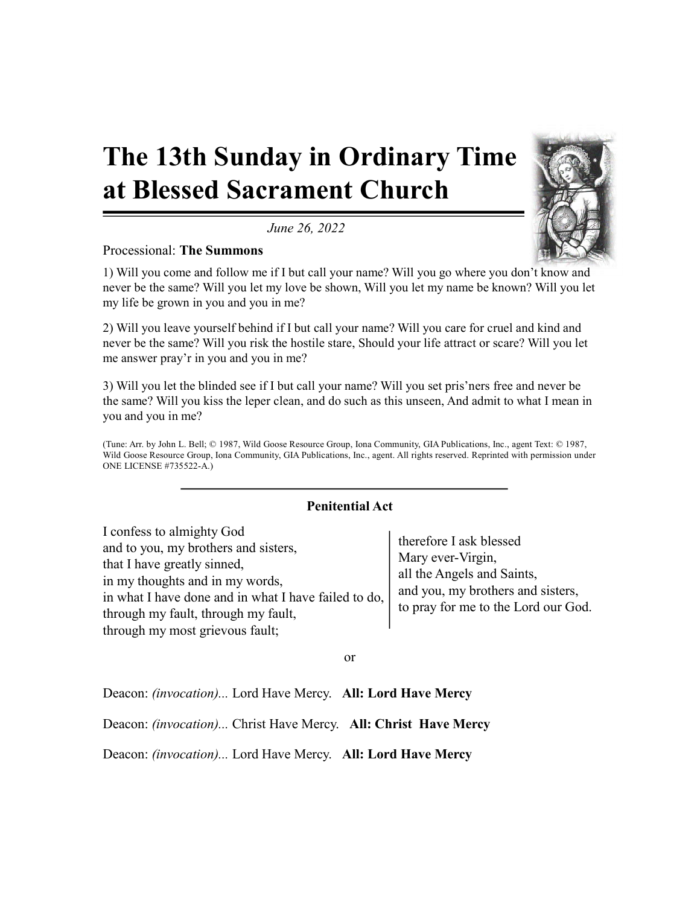# The 13th Sunday in Ordinary Time at Blessed Sacrament Church

*June 26, 2022*

Processional: **The Summons**

1) Will you come and follow me if I but call your name? Will you go where you don't know and never be the same? Will you let my love be shown, Will you let my name be known? Will you let my life be grown in you and you in me?

2) Will you leave yourself behind if I but call your name? Will you care for cruel and kind and never be the same? Will you risk the hostile stare, Should your life attract or scare? Will you let me answer pray'r in you and you in me?

3) Will you let the blinded see if I but call your name? Will you set pris'ners free and never be the same? Will you kiss the leper clean, and do such as this unseen, And admit to what I mean in you and you in me?

(Tune: Arr. by John L. Bell; © 1987, Wild Goose Resource Group, Iona Community, GIA Publications, Inc., agent Text: © 1987, Wild Goose Resource Group, Iona Community, GIA Publications, Inc., agent. All rights reserved. Reprinted with permission under ONE LICENSE #735522-A.)

---

**Penitential Act**

I confess to almighty God
and to you, my brothers and sisters,
that I have greatly sinned,
in my thoughts and in my words,
in what I have done and in what I have failed to do,
through my fault, through my fault,
through my most grievous fault;
therefore I ask blessed
Mary ever-Virgin,
all the Angels and Saints,
and you, my brothers and sisters,
to pray for me to the Lord our God.

or

Deacon: *(invocation)...* Lord Have Mercy. **All: Lord Have Mercy**

Deacon: *(invocation)...* Christ Have Mercy. **All: Christ Have Mercy**

Deacon: *(invocation)...* Lord Have Mercy. **All: Lord Have Mercy**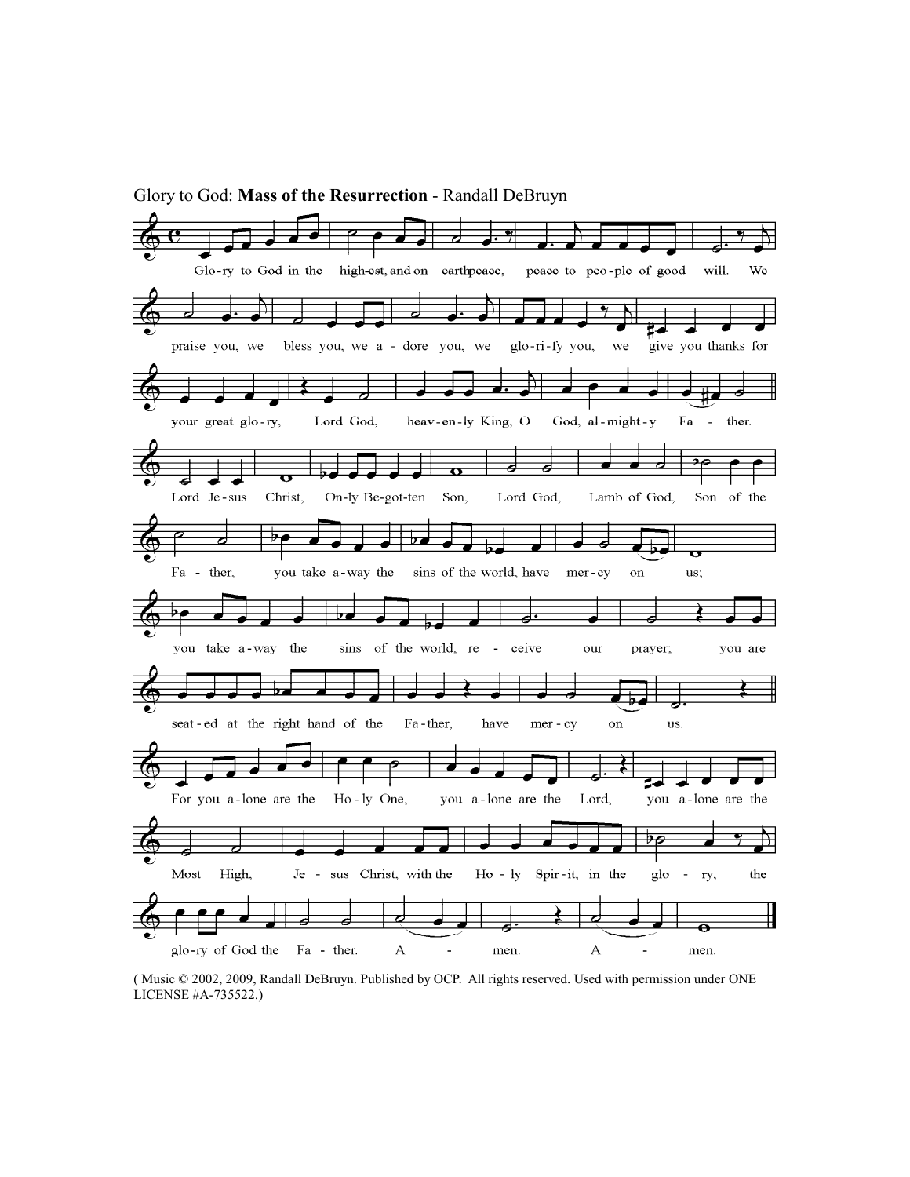Glory to God: **Mass of the Resurrection** - Randall DeBruyn

Glo-ry to God in the high-est, and on earth peace, peace to peo-ple of good will. We praise you, we bless you, we a - dore you, we glo-ri-fy you, we give you thanks for your great glo-ry, Lord God, heav-en-ly King, O God, al-might-y Fa - ther.

Lord Je-sus Christ, On-ly Be-got-ten Son, Lord God, Lamb of God, Son of the Fa - ther, you take a-way the sins of the world, have mer-cy on us; you take a-way the sins of the world, re - ceive our prayer; you are seat-ed at the right hand of the Fa-ther, have mer-cy on us.

For you a-lone are the Ho-ly One, you a-lone are the Lord, you a-lone are the Most High, Je - sus Christ, with the Ho - ly Spir-it, in the glo - ry, the glo-ry of God the Fa - ther. A - men. A - men.

( Music © 2002, 2009, Randall DeBruyn. Published by OCP. All rights reserved. Used with permission under ONE LICENSE #A-735522.)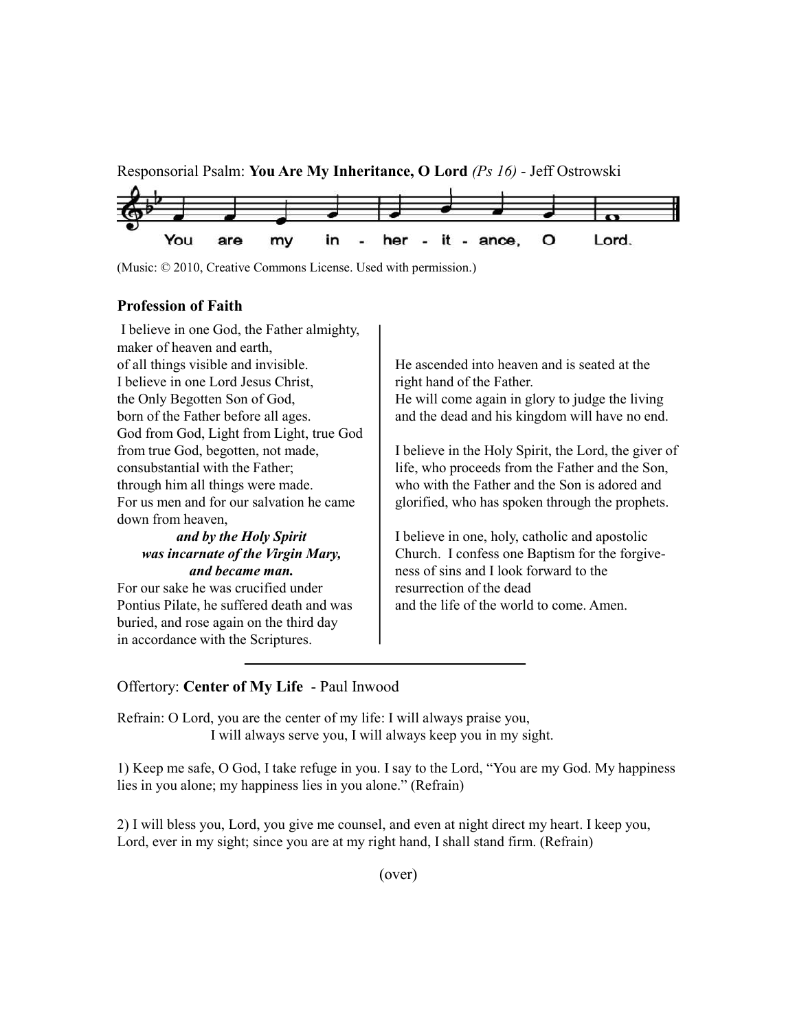Responsorial Psalm: **You Are My Inheritance, O Lord** *(Ps 16)* - Jeff Ostrowski

You are my in - her - it - ance, O Lord.

(Music: © 2010, Creative Commons License. Used with permission.)

### Profession of Faith

I believe in one God, the Father almighty,
maker of heaven and earth,
of all things visible and invisible.
I believe in one Lord Jesus Christ,
the Only Begotten Son of God,
born of the Father before all ages.
God from God, Light from Light, true God
from true God, begotten, not made,
consubstantial with the Father;
through him all things were made.
For us men and for our salvation he came
down from heaven,

***and by the Holy Spirit***
***was incarnate of the Virgin Mary,***
***and became man.***

For our sake he was crucified under
Pontius Pilate, he suffered death and was
buried, and rose again on the third day
in accordance with the Scriptures.
He ascended into heaven and is seated at the
right hand of the Father.
He will come again in glory to judge the living
and the dead and his kingdom will have no end.

I believe in the Holy Spirit, the Lord, the giver of
life, who proceeds from the Father and the Son,
who with the Father and the Son is adored and
glorified, who has spoken through the prophets.

I believe in one, holy, catholic and apostolic
Church. I confess one Baptism for the forgiveness of sins and I look forward to the
resurrection of the dead
and the life of the world to come. Amen.

---

Offertory: **Center of My Life** - Paul Inwood

Refrain: O Lord, you are the center of my life: I will always praise you,
I will always serve you, I will always keep you in my sight.

1) Keep me safe, O God, I take refuge in you. I say to the Lord, "You are my God. My happiness lies in you alone; my happiness lies in you alone." (Refrain)

2) I will bless you, Lord, you give me counsel, and even at night direct my heart. I keep you, Lord, ever in my sight; since you are at my right hand, I shall stand firm. (Refrain)

(over)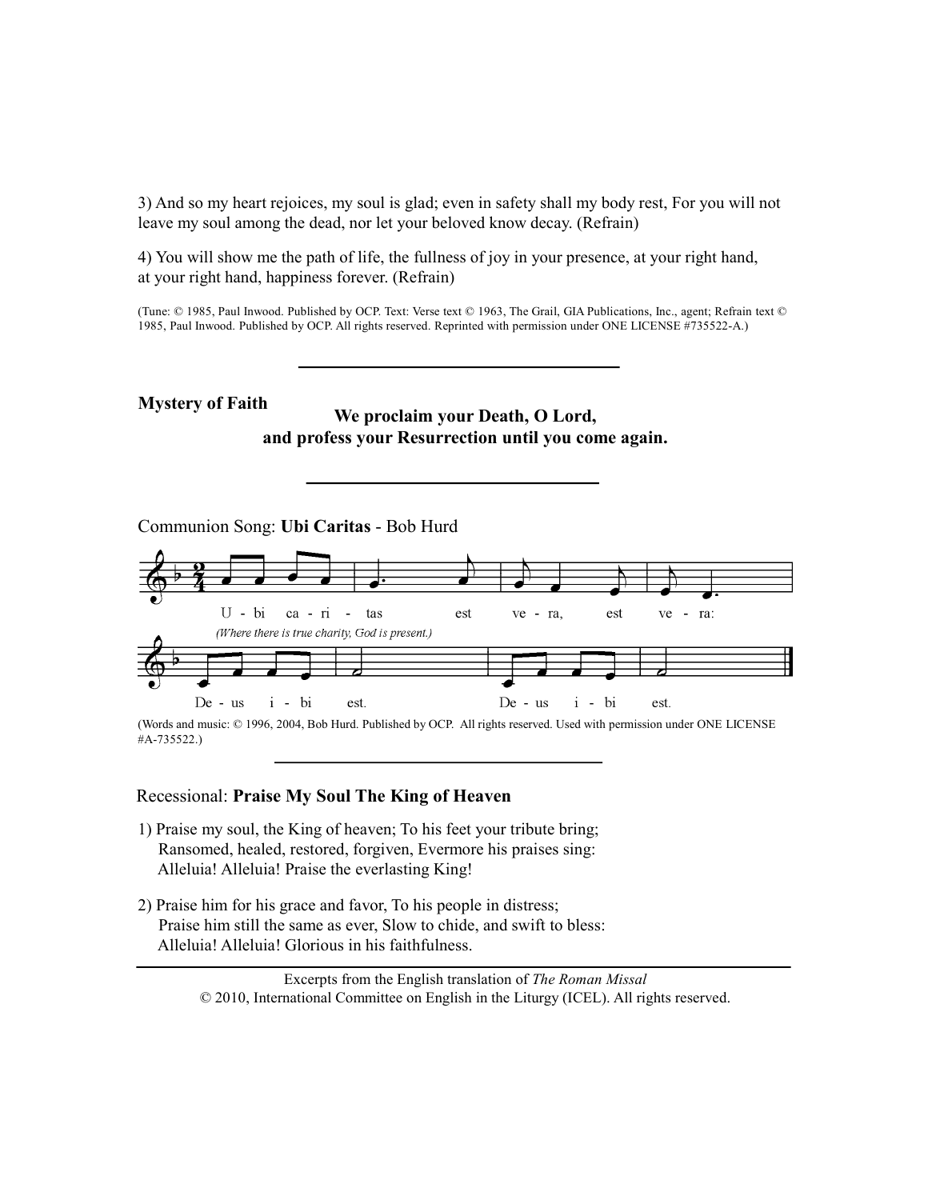3) And so my heart rejoices, my soul is glad; even in safety shall my body rest, For you will not leave my soul among the dead, nor let your beloved know decay. (Refrain)

4) You will show me the path of life, the fullness of joy in your presence, at your right hand, at your right hand, happiness forever. (Refrain)

(Tune: © 1985, Paul Inwood. Published by OCP. Text: Verse text © 1963, The Grail, GIA Publications, Inc., agent; Refrain text © 1985, Paul Inwood. Published by OCP. All rights reserved. Reprinted with permission under ONE LICENSE #735522-A.)

---

**Mystery of Faith**

**We proclaim your Death, O Lord,
and profess your Resurrection until you come again.**

---

Communion Song: **Ubi Caritas** - Bob Hurd

U - bi ca - ri - tas est ve - ra, est ve - ra:

*(Where there is true charity, God is present.)*

De - us i - bi est. De - us i - bi est.

(Words and music: © 1996, 2004, Bob Hurd. Published by OCP. All rights reserved. Used with permission under ONE LICENSE #A-735522.)

---

Recessional: **Praise My Soul The King of Heaven**

1) Praise my soul, the King of heaven; To his feet your tribute bring;
Ransomed, healed, restored, forgiven, Evermore his praises sing:
Alleluia! Alleluia! Praise the everlasting King!

2) Praise him for his grace and favor, To his people in distress;
Praise him still the same as ever, Slow to chide, and swift to bless:
Alleluia! Alleluia! Glorious in his faithfulness.

---

Excerpts from the English translation of *The Roman Missal*
© 2010, International Committee on English in the Liturgy (ICEL). All rights reserved.